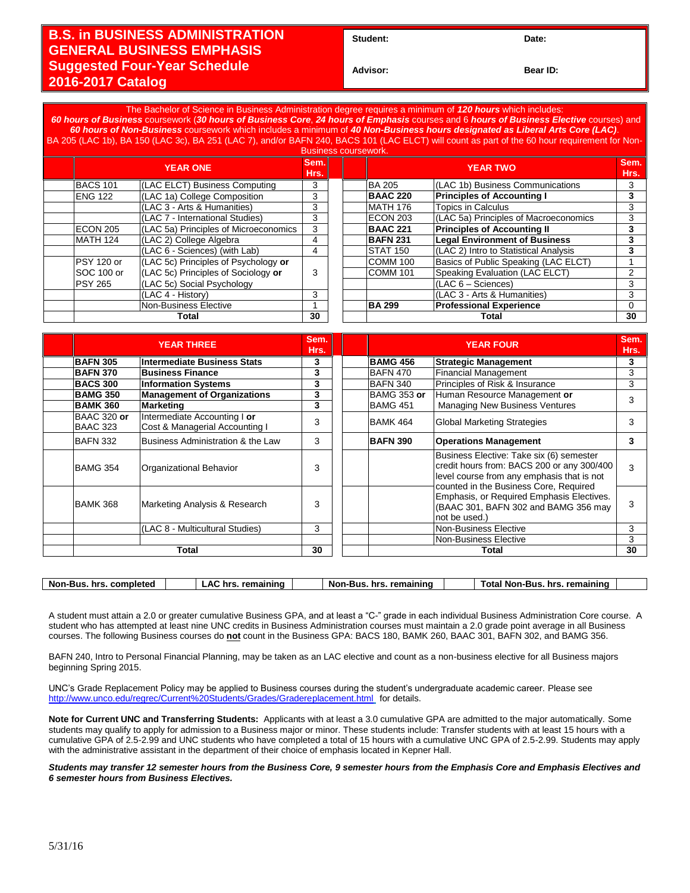# B.S. in BUSINESS ADMINISTRATION GENERAL BUSINESS EMPHASIS Suggested Four-Year Schedule 2016-2017 Catalog

**Student:** | **Date:**

**Advisor:** | **Bear ID:**

The Bachelor of Science in Business Administration degree requires a minimum of ***120 hours*** which includes: ***60 hours of Business*** coursework (***30 hours of Business Core***, ***24 hours of Emphasis*** courses and 6 ***hours of Business Elective*** courses) and ***60 hours of Non-Business*** coursework which includes a minimum of ***40 Non-Business hours designated as Liberal Arts Core (LAC)***. BA 205 (LAC 1b), BA 150 (LAC 3c), BA 251 (LAC 7), and/or BAFN 240, BACS 101 (LAC ELCT) will count as part of the 60 hour requirement for Non-Business coursework.

| | YEAR ONE | | Sem. Hrs. |
|---|---|---|---|
| | BACS 101 | (LAC ELCT) Business Computing | 3 |
| | ENG 122 | (LAC 1a) College Composition | 3 |
| | | (LAC 3 - Arts & Humanities) | 3 |
| | | (LAC 7 - International Studies) | 3 |
| | ECON 205 | (LAC 5a) Principles of Microeconomics | 3 |
| | MATH 124 | (LAC 2) College Algebra | 4 |
| | | (LAC 6 - Sciences) (with Lab) | 4 |
| | PSY 120 or SOC 100 or PSY 265 | (LAC 5c) Principles of Psychology **or** (LAC 5c) Principles of Sociology **or** (LAC 5c) Social Psychology | 3 |
| | | (LAC 4 - History) | 3 |
| | | Non-Business Elective | 1 |
| | **Total** | | **30** |

| | YEAR TWO | | Sem. Hrs. |
|---|---|---|---|
| | BA 205 | (LAC 1b) Business Communications | 3 |
| | **BAAC 220** | **Principles of Accounting I** | **3** |
| | MATH 176 | Topics in Calculus | 3 |
| | ECON 203 | (LAC 5a) Principles of Macroeconomics | 3 |
| | **BAAC 221** | **Principles of Accounting II** | **3** |
| | **BAFN 231** | **Legal Environment of Business** | **3** |
| | STAT 150 | (LAC 2) Intro to Statistical Analysis | **3** |
| | COMM 100 | Basics of Public Speaking (LAC ELCT) | 1 |
| | COMM 101 | Speaking Evaluation (LAC ELCT) | 2 |
| | | (LAC 6 – Sciences) | 3 |
| | | (LAC 3 - Arts & Humanities) | 3 |
| | **BA 299** | **Professional Experience** | 0 |
| | **Total** | | **30** |

| | YEAR THREE | | Sem. Hrs. |
|---|---|---|---|
| | **BAFN 305** | **Intermediate Business Stats** | **3** |
| | **BAFN 370** | **Business Finance** | **3** |
| | **BACS 300** | **Information Systems** | **3** |
| | **BAMG 350** | **Management of Organizations** | **3** |
| | **BAMK 360** | **Marketing** | **3** |
| | BAAC 320 **or** BAAC 323 | Intermediate Accounting I **or** Cost & Managerial Accounting I | 3 |
| | BAFN 332 | Business Administration & the Law | 3 |
| | BAMG 354 | Organizational Behavior | 3 |
| | BAMK 368 | Marketing Analysis & Research | 3 |
| | | (LAC 8 - Multicultural Studies) | 3 |
| | | | |
| | **Total** | | **30** |

| | YEAR FOUR | | Sem. Hrs. |
|---|---|---|---|
| | **BAMG 456** | **Strategic Management** | **3** |
| | BAFN 470 | Financial Management | 3 |
| | BAFN 340 | Principles of Risk & Insurance | 3 |
| | BAMG 353 **or** BAMG 451 | Human Resource Management **or** Managing New Business Ventures | 3 |
| | BAMK 464 | Global Marketing Strategies | 3 |
| | **BAFN 390** | **Operations Management** | **3** |
| | | Business Elective: Take six (6) semester credit hours from: BACS 200 or any 300/400 level course from any emphasis that is not counted in the Business Core, Required Emphasis, or Required Emphasis Electives. (BAAC 301, BAFN 302 and BAMG 356 may not be used.) | 3 |
| | | | 3 |
| | | Non-Business Elective | 3 |
| | | Non-Business Elective | 3 |
| | **Total** | | **30** |

| Non-Bus. hrs. completed | | LAC hrs. remaining | | Non-Bus. hrs. remaining | | Total Non-Bus. hrs. remaining | |
|---|---|---|---|---|---|---|---|

A student must attain a 2.0 or greater cumulative Business GPA, and at least a "C-" grade in each individual Business Administration Core course. A student who has attempted at least nine UNC credits in Business Administration courses must maintain a 2.0 grade point average in all Business courses. The following Business courses do **not** count in the Business GPA: BACS 180, BAMK 260, BAAC 301, BAFN 302, and BAMG 356.

BAFN 240, Intro to Personal Financial Planning, may be taken as an LAC elective and count as a non-business elective for all Business majors beginning Spring 2015.

UNC's Grade Replacement Policy may be applied to Business courses during the student's undergraduate academic career. Please see http://www.unco.edu/regrec/Current%20Students/Grades/Gradereplacement.html for details.

**Note for Current UNC and Transferring Students:** Applicants with at least a 3.0 cumulative GPA are admitted to the major automatically. Some students may qualify to apply for admission to a Business major or minor. These students include: Transfer students with at least 15 hours with a cumulative GPA of 2.5-2.99 and UNC students who have completed a total of 15 hours with a cumulative UNC GPA of 2.5-2.99. Students may apply with the administrative assistant in the department of their choice of emphasis located in Kepner Hall.

***Students may transfer 12 semester hours from the Business Core, 9 semester hours from the Emphasis Core and Emphasis Electives and 6 semester hours from Business Electives.***

5/31/16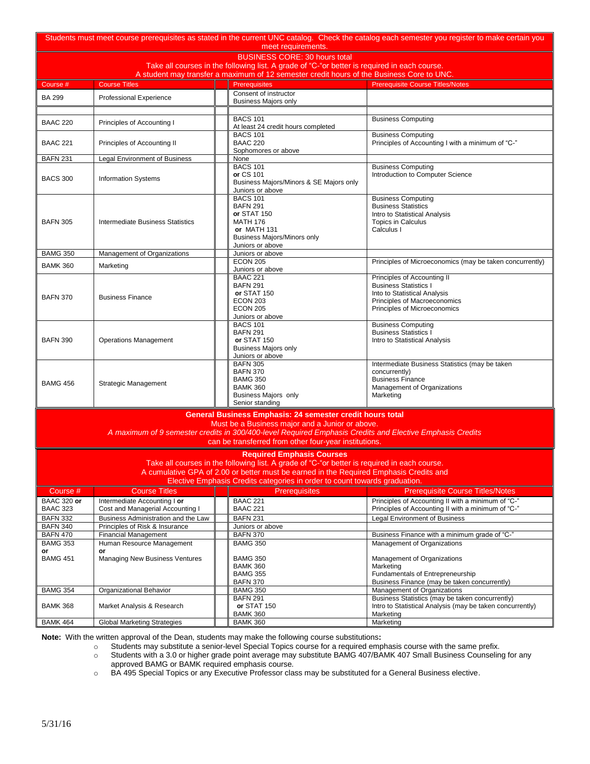Students must meet course prerequisites as stated in the current UNC catalog. Check the catalog each semester you register to make certain you meet requirements.

**BUSINESS CORE: 30 hours total**

Take all courses in the following list. A grade of "C-"or better is required in each course.
A student may transfer a maximum of 12 semester credit hours of the Business Core to UNC.

| Course # | Course Titles | | Prerequisites | Prerequisite Course Titles/Notes |
|---|---|---|---|---|
| BA 299 | Professional Experience | | Consent of instructor<br>Business Majors only | |
| | | | | |
| BAAC 220 | Principles of Accounting I | | BACS 101<br>At least 24 credit hours completed | Business Computing |
| BAAC 221 | Principles of Accounting II | | BACS 101<br>BAAC 220<br>Sophomores or above | Business Computing<br>Principles of Accounting I with a minimum of "C-" |
| BAFN 231 | Legal Environment of Business | | None | |
| BACS 300 | Information Systems | | BACS 101<br>**or** CS 101<br>Business Majors/Minors & SE Majors only<br>Juniors or above | Business Computing<br>Introduction to Computer Science |
| BAFN 305 | Intermediate Business Statistics | | BACS 101<br>BAFN 291<br>**or** STAT 150<br>MATH 176<br>**or** MATH 131<br>Business Majors/Minors only<br>Juniors or above | Business Computing<br>Business Statistics<br>Intro to Statistical Analysis<br>Topics in Calculus<br>Calculus I |
| BAMG 350 | Management of Organizations | | Juniors or above | |
| BAMK 360 | Marketing | | ECON 205<br>Juniors or above | Principles of Microeconomics (may be taken concurrently) |
| BAFN 370 | Business Finance | | BAAC 221<br>BAFN 291<br>**or** STAT 150<br>ECON 203<br>ECON 205<br>Juniors or above | Principles of Accounting II<br>Business Statistics I<br>Into to Statistical Analysis<br>Principles of Macroeconomics<br>Principles of Microeconomics |
| BAFN 390 | Operations Management | | BACS 101<br>BAFN 291<br>**or** STAT 150<br>Business Majors only<br>Juniors or above | Business Computing<br>Business Statistics I<br>Intro to Statistical Analysis |
| BAMG 456 | Strategic Management | | BAFN 305<br>BAFN 370<br>BAMG 350<br>BAMK 360<br>Business Majors only<br>Senior standing | Intermediate Business Statistics (may be taken concurrently)<br>Business Finance<br>Management of Organizations<br>Marketing |

**General Business Emphasis: 24 semester credit hours total**

Must be a Business major and a Junior or above.
*A maximum of 9 semester credits in 300/400-level Required Emphasis Credits and Elective Emphasis Credits can be transferred from other four-year institutions.*

**Required Emphasis Courses**

Take all courses in the following list. A grade of "C-"or better is required in each course.
A cumulative GPA of 2.00 or better must be earned in the Required Emphasis Credits and Elective Emphasis Credits categories in order to count towards graduation.

| Course # | Course Titles | | Prerequisites | Prerequisite Course Titles/Notes |
|---|---|---|---|---|
| BAAC 320 **or**<br>BAAC 323 | Intermediate Accounting I **or**<br>Cost and Managerial Accounting I | | BAAC 221<br>BAAC 221 | Principles of Accounting II with a minimum of "C-"<br>Principles of Accounting II with a minimum of "C-" |
| BAFN 332 | Business Administration and the Law | | BAFN 231 | Legal Environment of Business |
| BAFN 340 | Principles of Risk & Insurance | | Juniors or above | |
| BAFN 470 | Financial Management | | BAFN 370 | Business Finance with a minimum grade of "C-" |
| BAMG 353<br>**or**<br>BAMG 451 | Human Resource Management<br>**or**<br>Managing New Business Ventures | | BAMG 350<br><br>BAMG 350<br>BAMK 360<br>BAMG 355<br>BAFN 370 | Management of Organizations<br><br>Management of Organizations<br>Marketing<br>Fundamentals of Entrepreneurship<br>Business Finance (may be taken concurrently) |
| BAMG 354 | Organizational Behavior | | BAMG 350 | Management of Organizations |
| BAMK 368 | Market Analysis & Research | | BAFN 291<br>**or** STAT 150<br>BAMK 360 | Business Statistics (may be taken concurrently)<br>Intro to Statistical Analysis (may be taken concurrently)<br>Marketing |
| BAMK 464 | Global Marketing Strategies | | BAMK 360 | Marketing |

**Note:** With the written approval of the Dean, students may make the following course substitutions**:**

- Students may substitute a senior-level Special Topics course for a required emphasis course with the same prefix.
- Students with a 3.0 or higher grade point average may substitute BAMG 407/BAMK 407 Small Business Counseling for any approved BAMG or BAMK required emphasis course.
- BA 495 Special Topics or any Executive Professor class may be substituted for a General Business elective.

5/31/16